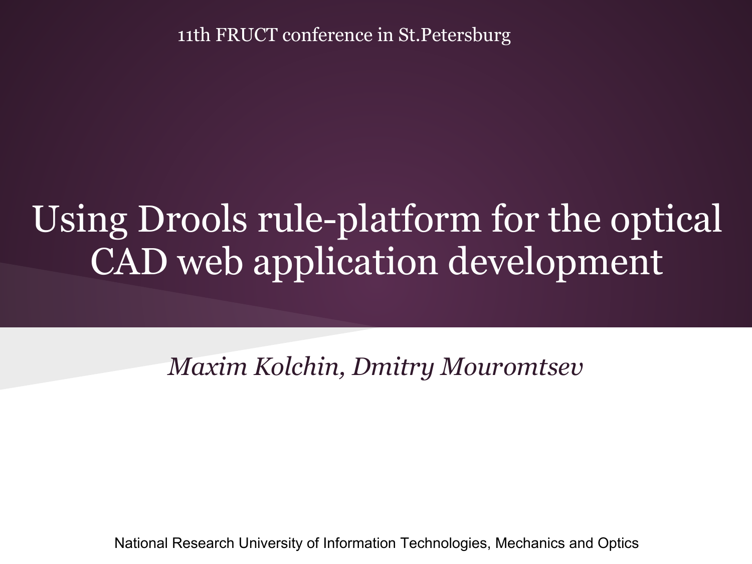11th FRUCT conference in St.Petersburg

# Using Drools rule-platform for the optical CAD web application development

*Maxim Kolchin, Dmitry Mouromtsev*

National Research University of Information Technologies, Mechanics and Optics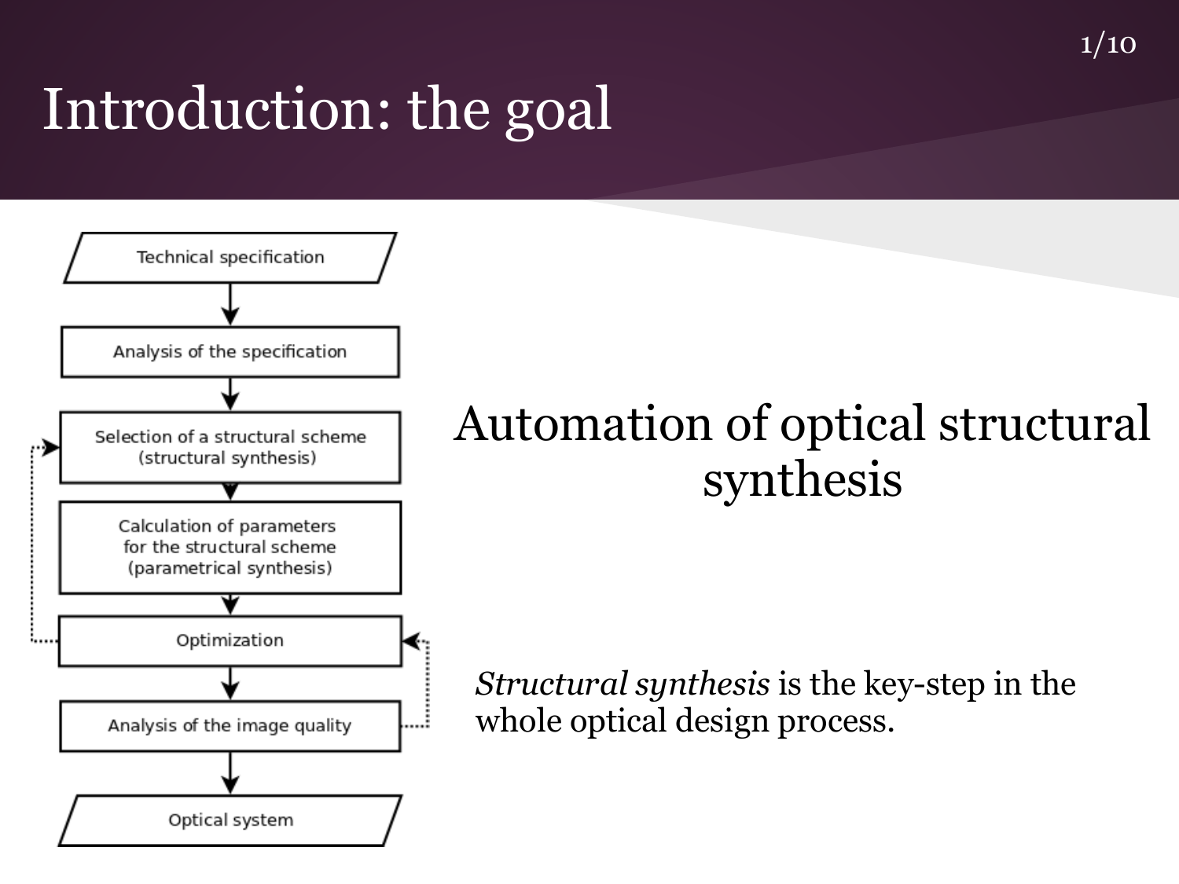# Introduction: the goal

Technical specification

Analysis of the specification

Selection of a structural scheme (structural synthesis)

Calculation of parameters for the structural scheme (parametrical synthesis)

Optimization

Analysis of the image quality

Optical system

## Automation of optical structural synthesis

*Structural synthesis* is the key-step in the whole optical design process.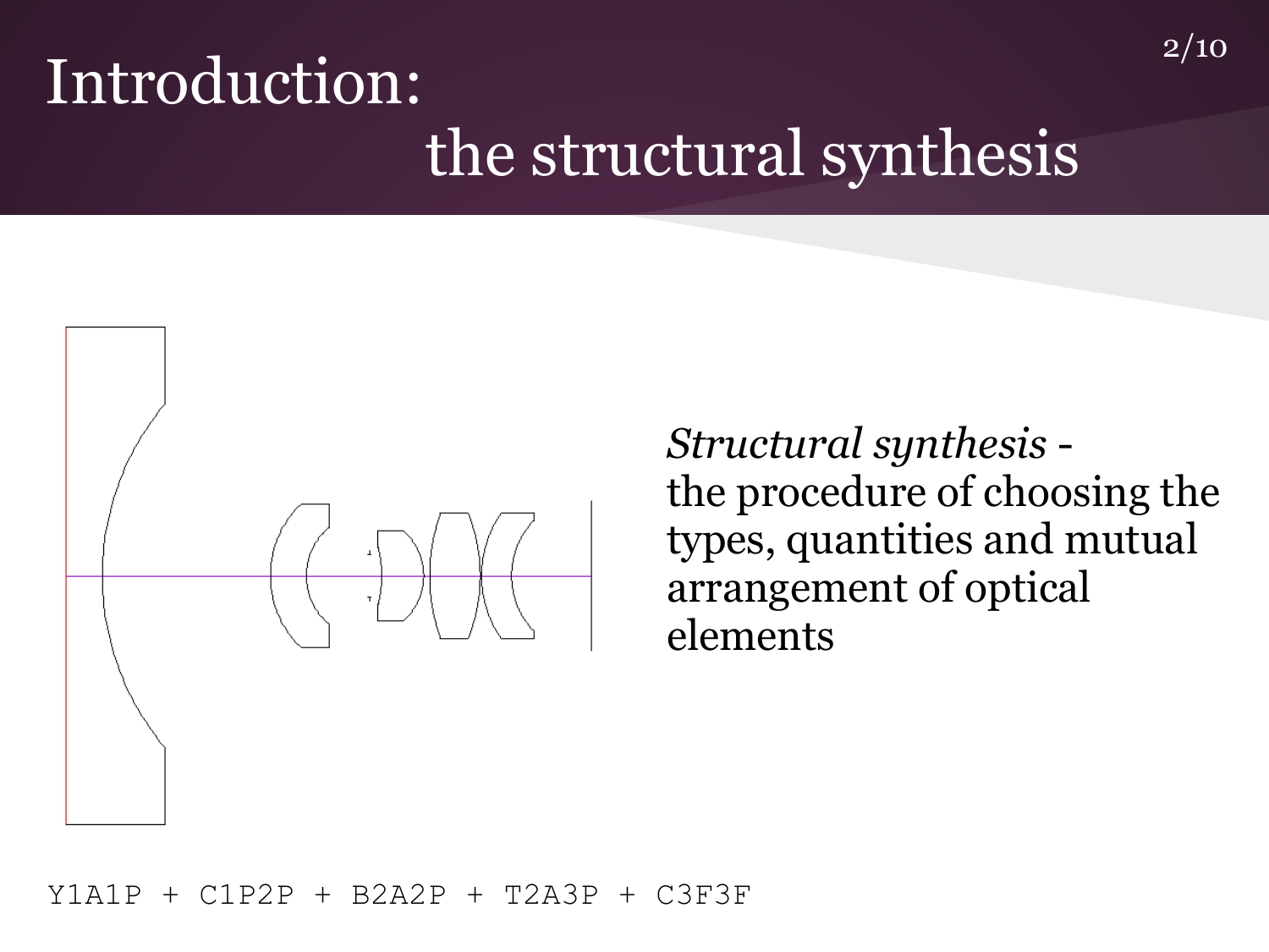# Introduction: the structural synthesis

*Structural synthesis* - the procedure of choosing the types, quantities and mutual arrangement of optical elements

```
Y1A1P + C1P2P + B2A2P + T2A3P + C3F3F
```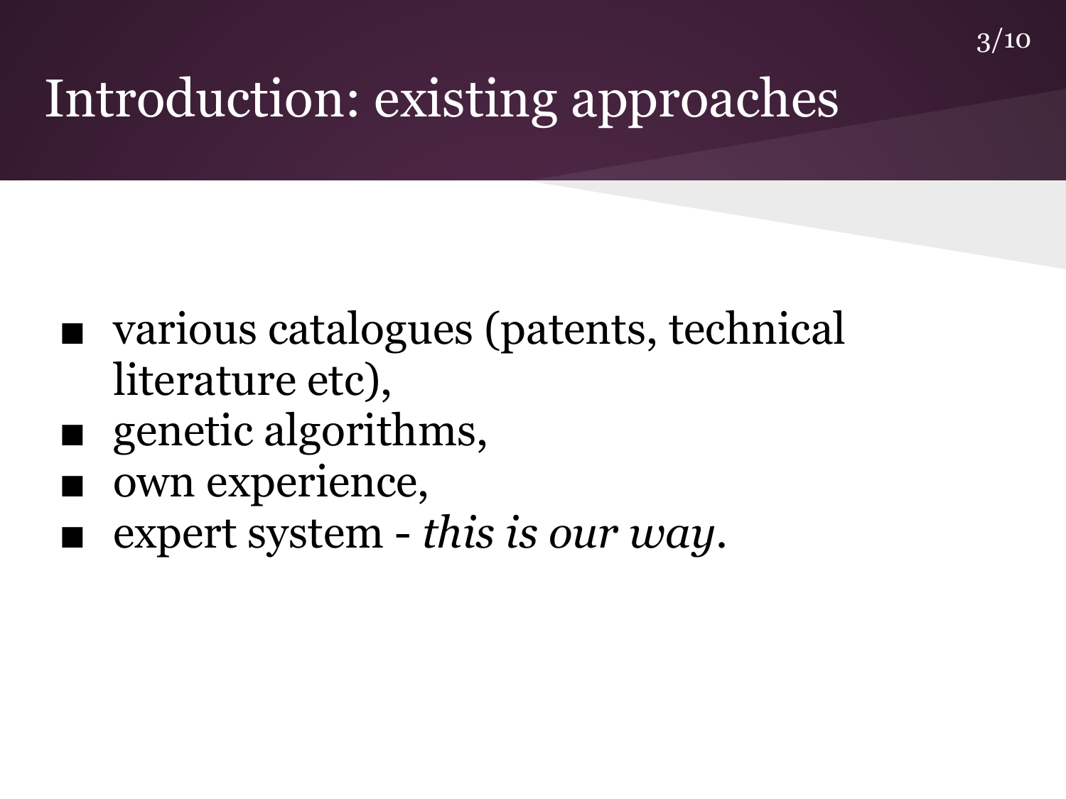# Introduction: existing approaches

- various catalogues (patents, technical literature etc),
- genetic algorithms,
- own experience,
- expert system - *this is our way*.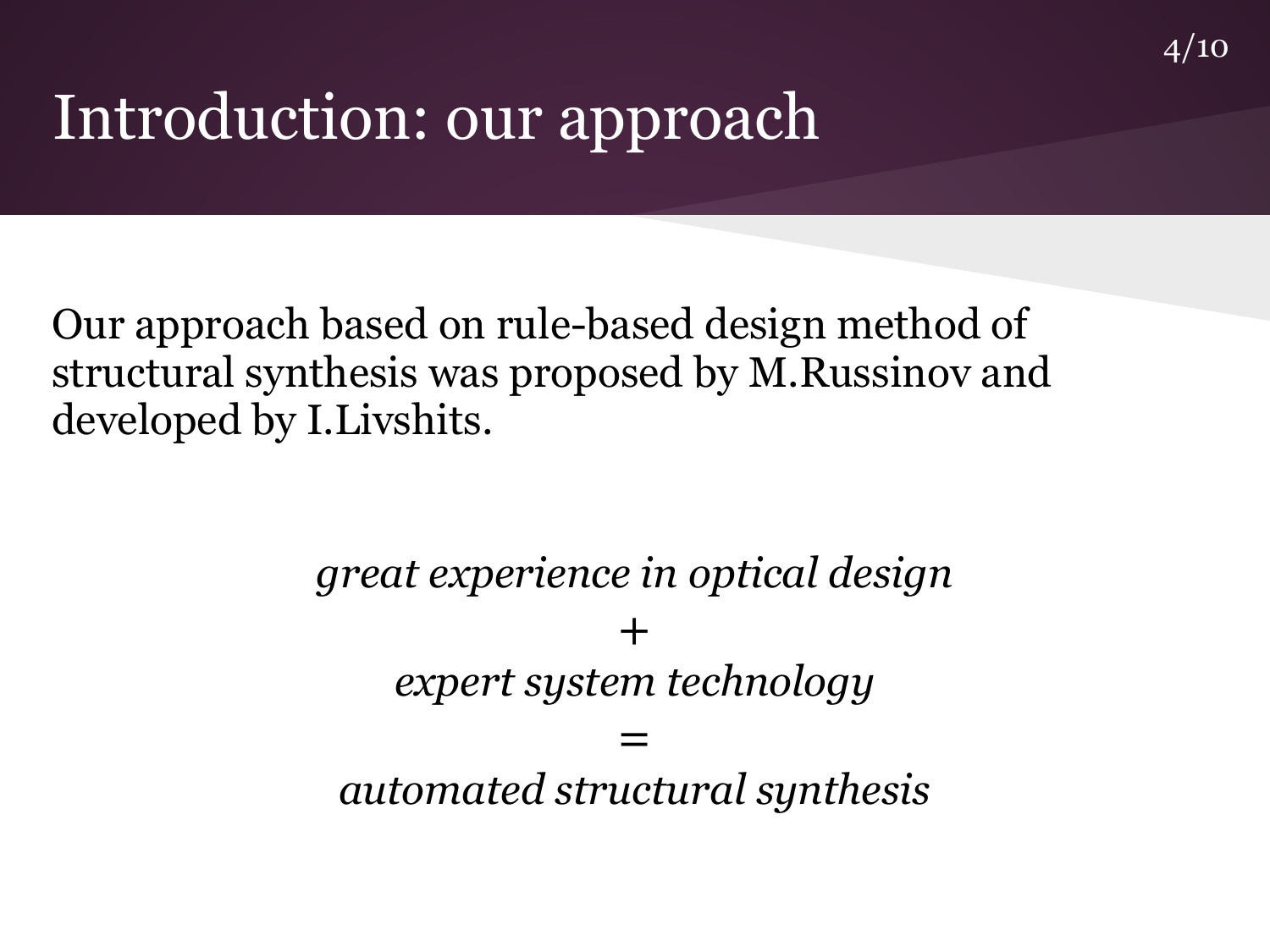# Introduction: our approach

Our approach based on rule-based design method of structural synthesis was proposed by M.Russinov and developed by I.Livshits.

*great experience in optical design*

+

*expert system technology*

=

*automated structural synthesis*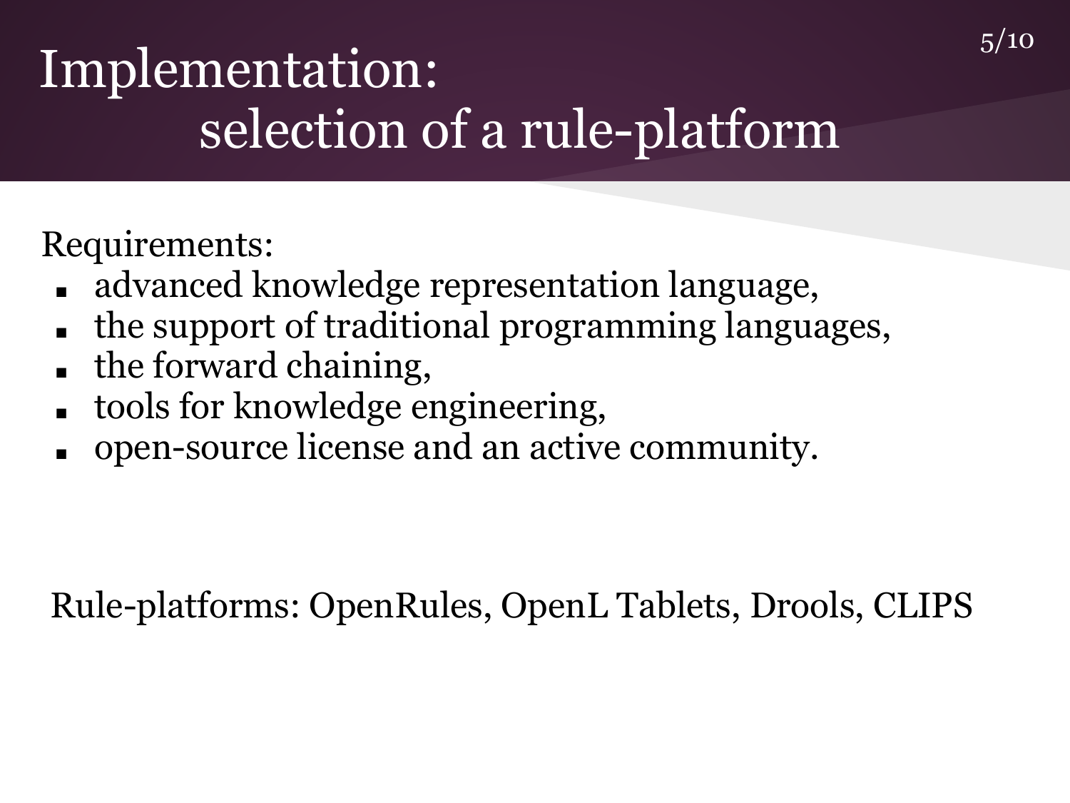# Implementation: selection of a rule-platform

Requirements:

- advanced knowledge representation language,
- the support of traditional programming languages,
- the forward chaining,
- tools for knowledge engineering,
- open-source license and an active community.

Rule-platforms: OpenRules, OpenL Tablets, Drools, CLIPS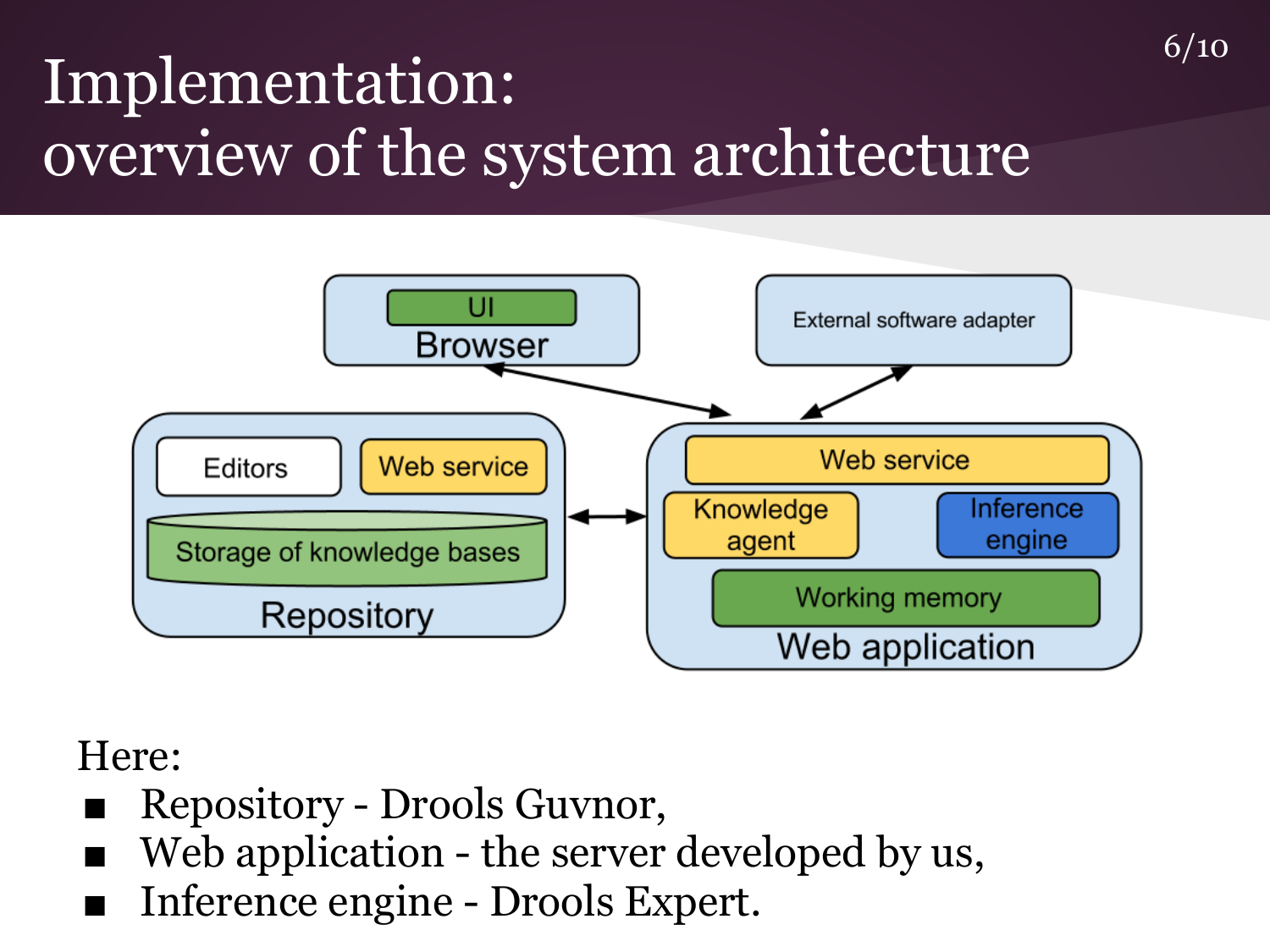# Implementation: overview of the system architecture

Here:

- Repository - Drools Guvnor,
- Web application - the server developed by us,
- Inference engine - Drools Expert.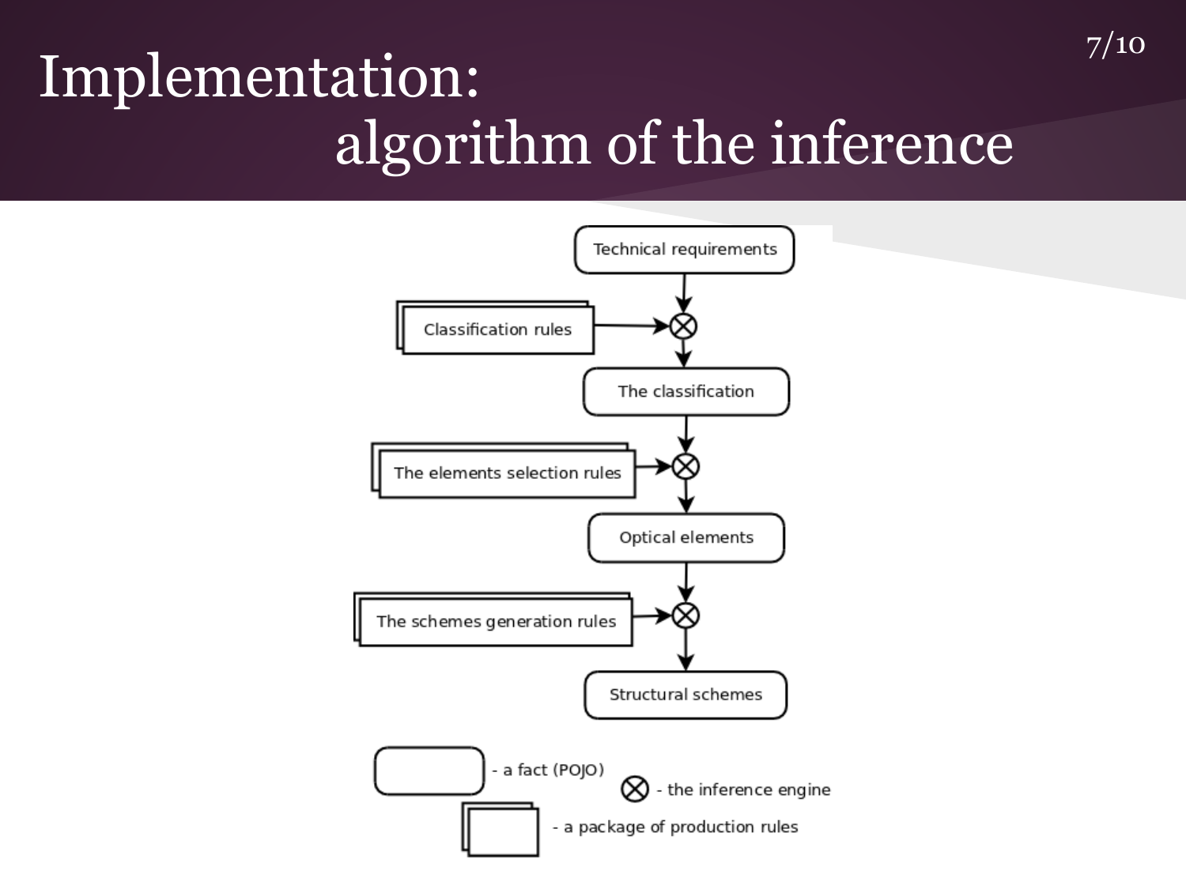# Implementation: algorithm of the inference

Technical requirements

Classification rules

The classification

The elements selection rules

Optical elements

The schemes generation rules

Structural schemes

- a fact (POJO)

- the inference engine

- a package of production rules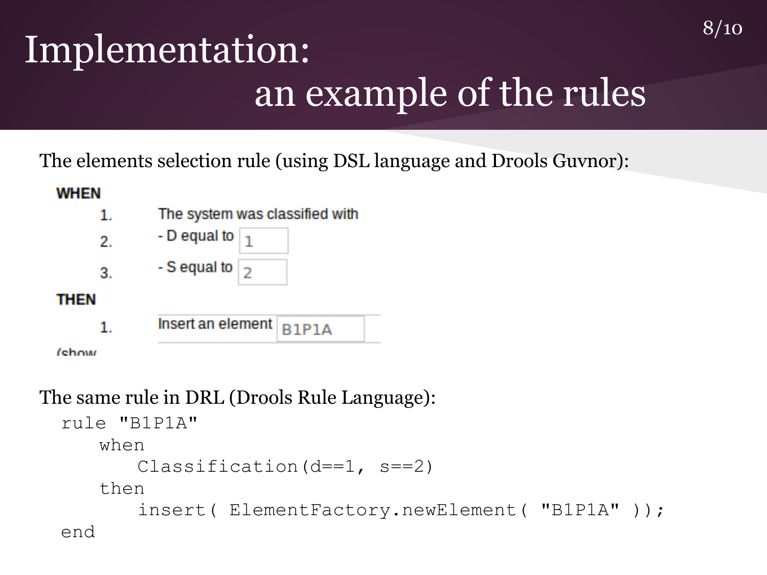# Implementation: an example of the rules

The elements selection rule (using DSL language and Drools Guvnor):

**WHEN**

1. The system was classified with
2. - D equal to 1
3. - S equal to 2

**THEN**

1. Insert an element B1P1A

(show

The same rule in DRL (Drools Rule Language):

```
rule "B1P1A"
    when
        Classification(d==1, s==2)
    then
        insert( ElementFactory.newElement( "B1P1A" ));
end
```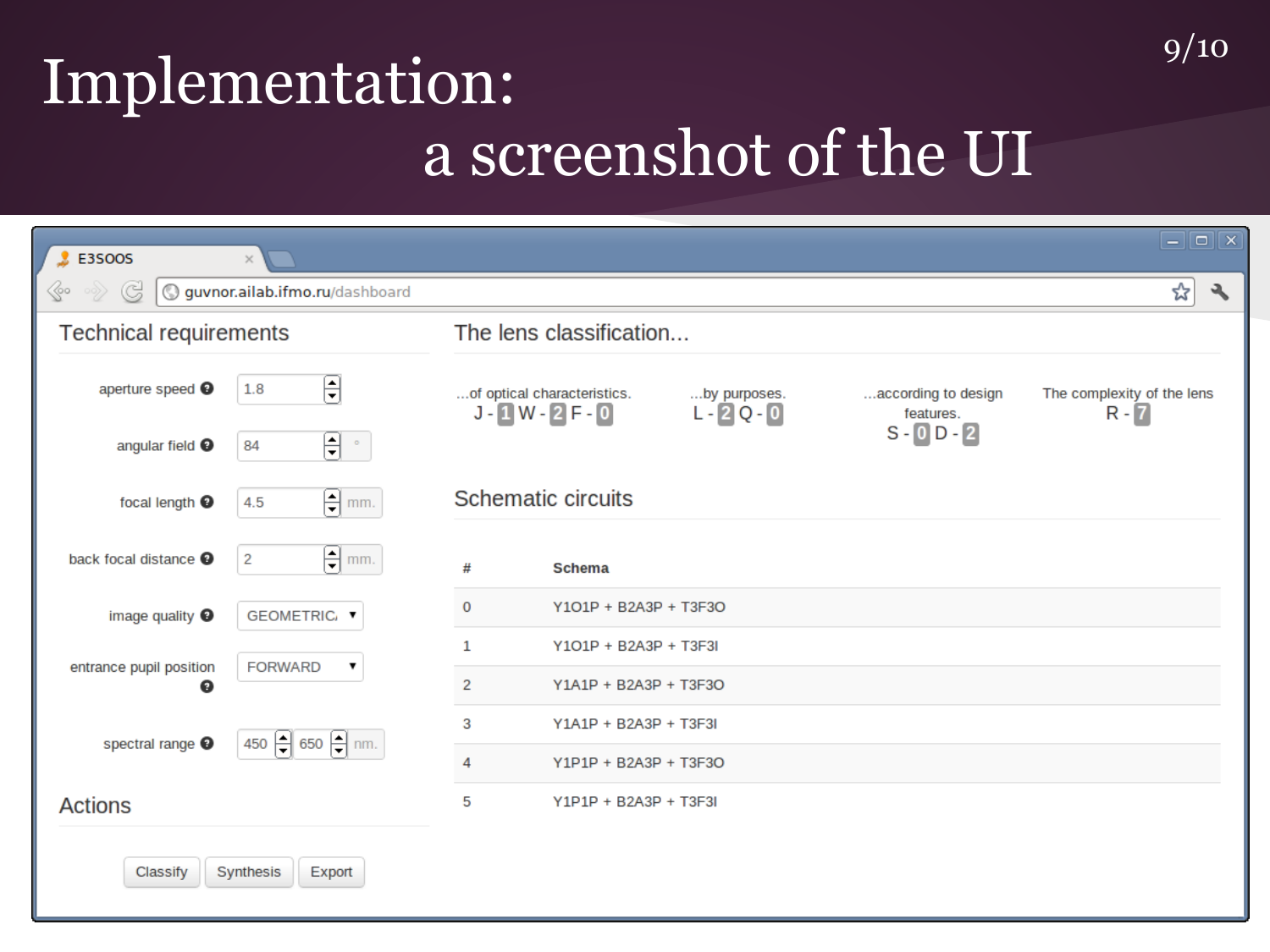# Implementation: a screenshot of the UI

E3SOOS

guvnor.ailab.ifmo.ru/dashboard

## Technical requirements

- aperture speed: 1.8
- angular field: 84 °
- focal length: 4.5 mm.
- back focal distance: 2 mm.
- image quality: GEOMETRIC
- entrance pupil position: FORWARD
- spectral range: 450 – 650 nm.

## Actions

Classify | Synthesis | Export

## The lens classification...

| ...of optical characteristics. | ...by purposes. | ...according to design features. | The complexity of the lens |
|---|---|---|---|
| J - 1 W - 2 F - 0 | L - 2 Q - 0 | S - 0 D - 2 | R - 7 |

## Schematic circuits

| # | Schema |
|---|---|
| 0 | Y1O1P + B2A3P + T3F3O |
| 1 | Y1O1P + B2A3P + T3F3I |
| 2 | Y1A1P + B2A3P + T3F3O |
| 3 | Y1A1P + B2A3P + T3F3I |
| 4 | Y1P1P + B2A3P + T3F3O |
| 5 | Y1P1P + B2A3P + T3F3I |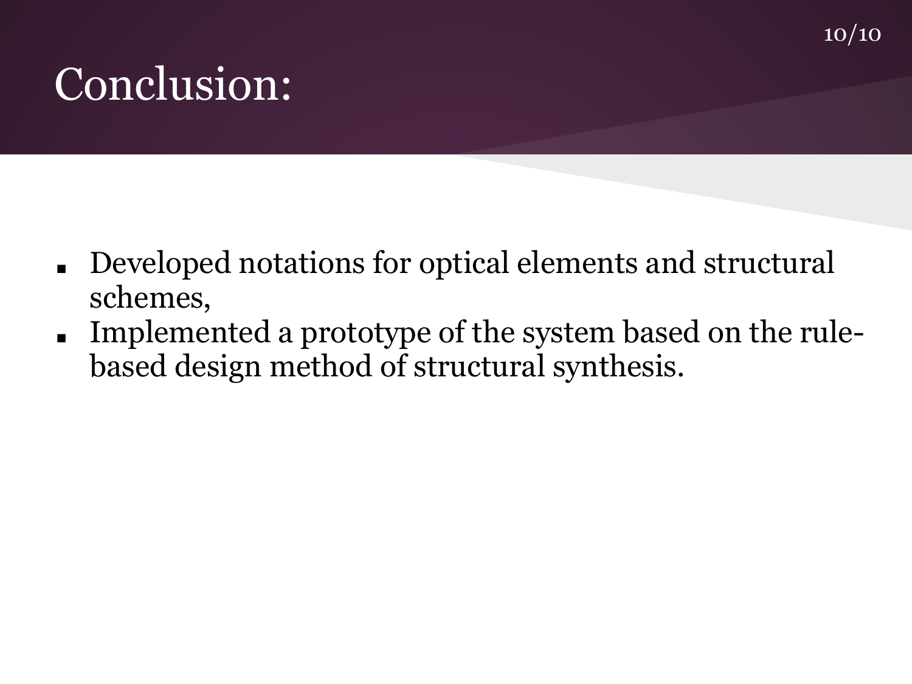# Conclusion:

- Developed notations for optical elements and structural schemes,
- Implemented a prototype of the system based on the rule-based design method of structural synthesis.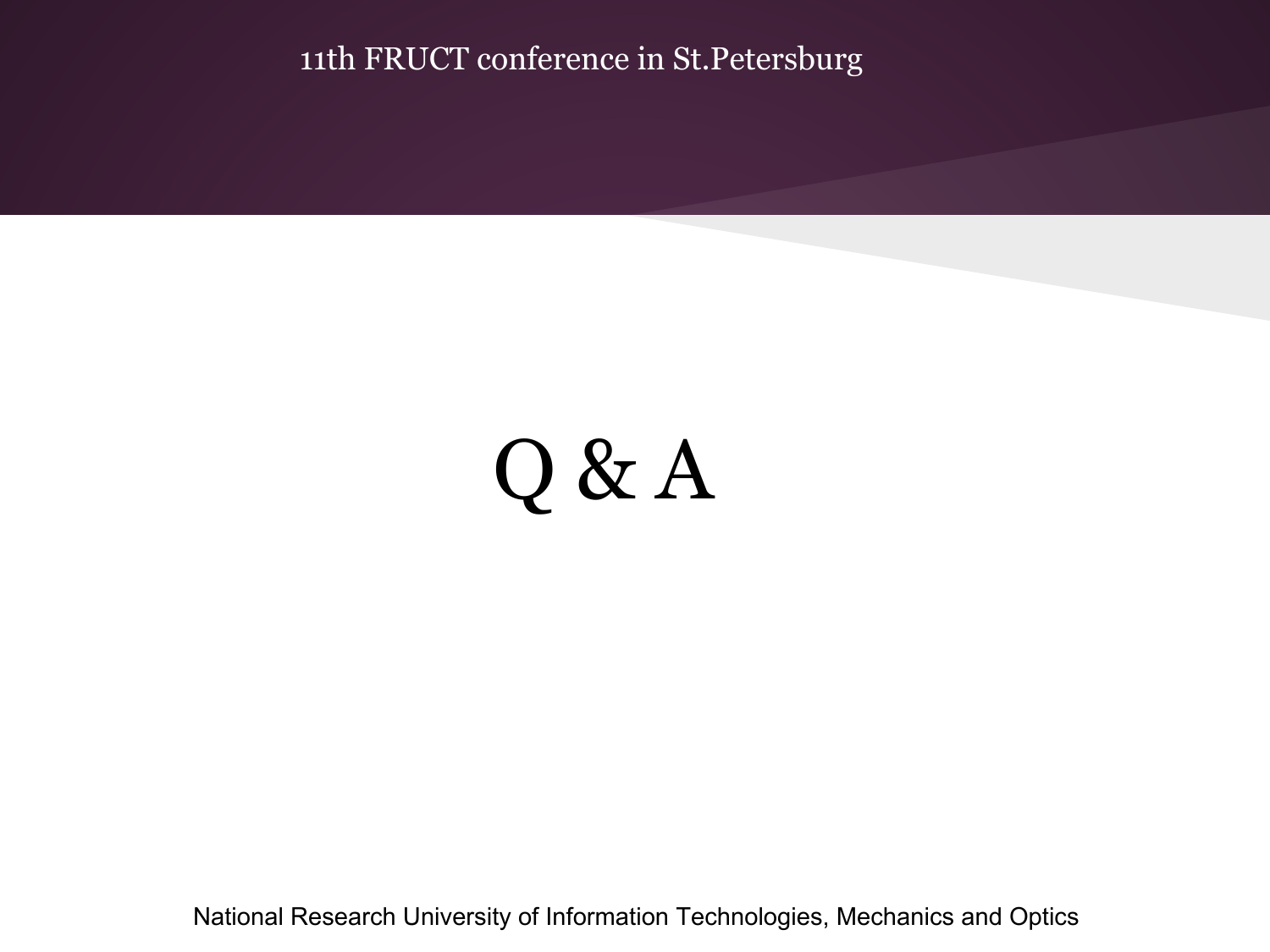# Q & A